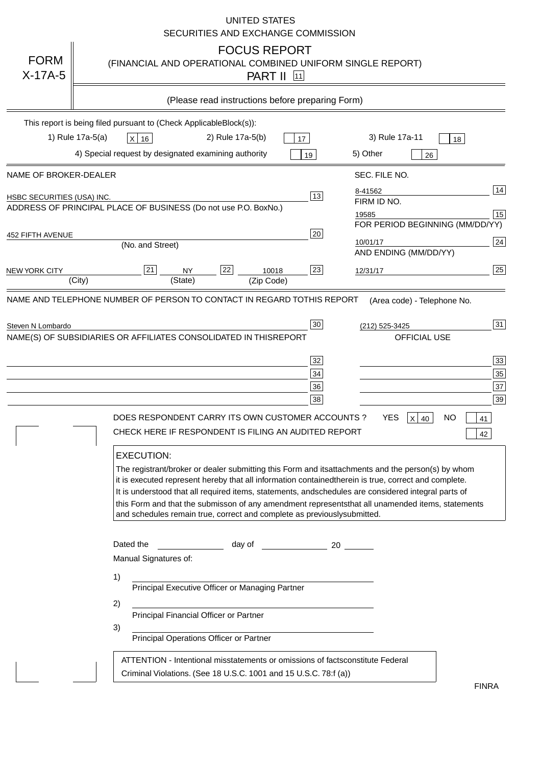UNITED STATES
SECURITIES AND EXCHANGE COMMISSION

# FORM X-17A-5

## FOCUS REPORT
(FINANCIAL AND OPERATIONAL COMBINED UNIFORM SINGLE REPORT)
PART II [11]

(Please read instructions before preparing Form)

This report is being filed pursuant to (Check ApplicableBlock(s)):

1) Rule 17a-5(a) [X] 16    2) Rule 17a-5(b) [ ] 17    3) Rule 17a-11 [ ] 18

4) Special request by designated examining authority [ ] 19    5) Other [ ] 26

| NAME OF BROKER-DEALER | | SEC. FILE NO. | |
|---|---|---|---|
| HSBC SECURITIES (USA) INC. | 13 | 8-41562 | 14 |
| ADDRESS OF PRINCIPAL PLACE OF BUSINESS (Do not use P.O. BoxNo.) | | FIRM ID NO. | |
| | | 19585 | 15 |
| | | FOR PERIOD BEGINNING (MM/DD/YY) | |
| 452 FIFTH AVENUE (No. and Street) | 20 | 10/01/17 | 24 |
| | | AND ENDING (MM/DD/YY) | |
| NEW YORK CITY (City) [21] NY (State) [22] 10018 (Zip Code) | 23 | 12/31/17 | 25 |

NAME AND TELEPHONE NUMBER OF PERSON TO CONTACT IN REGARD TOTHIS REPORT    (Area code) - Telephone No.

Steven N Lombardo [30]    (212) 525-3425 [31]

NAME(S) OF SUBSIDIARIES OR AFFILIATES CONSOLIDATED IN THISREPORT    OFFICIAL USE

| | | | |
|---|---|---|---|
| | 32 | | 33 |
| | 34 | | 35 |
| | 36 | | 37 |
| | 38 | | 39 |

DOES RESPONDENT CARRY ITS OWN CUSTOMER ACCOUNTS ?    YES [X] 40    NO [ ] 41

CHECK HERE IF RESPONDENT IS FILING AN AUDITED REPORT [ ] 42

**EXECUTION:**

The registrant/broker or dealer submitting this Form and itsattachments and the person(s) by whom it is executed represent hereby that all information containedtherein is true, correct and complete. It is understood that all required items, statements, andschedules are considered integral parts of this Form and that the submisson of any amendment representsthat all unamended items, statements and schedules remain true, correct and complete as previouslysubmitted.

Dated the ______________ day of ______________ 20 ______

Manual Signatures of:

1) ________________________________
Principal Executive Officer or Managing Partner

2) ________________________________
Principal Financial Officer or Partner

3) ________________________________
Principal Operations Officer or Partner

ATTENTION - Intentional misstatements or omissions of factsconstitute Federal Criminal Violations. (See 18 U.S.C. 1001 and 15 U.S.C. 78:f (a))

FINRA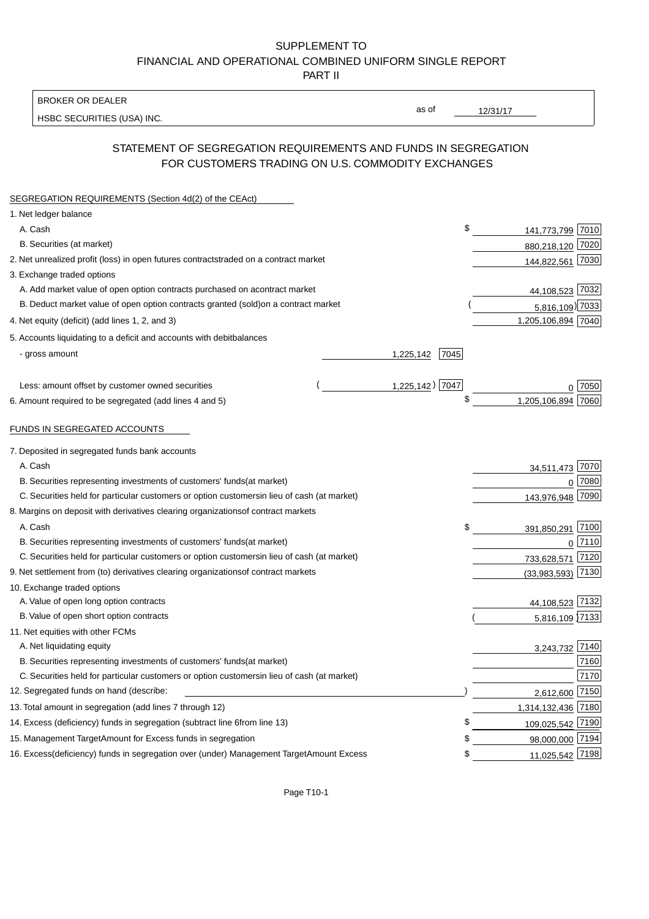SUPPLEMENT TO
FINANCIAL AND OPERATIONAL COMBINED UNIFORM SINGLE REPORT
PART II

BROKER OR DEALER
HSBC SECURITIES (USA) INC.

as of 12/31/17

## STATEMENT OF SEGREGATION REQUIREMENTS AND FUNDS IN SEGREGATION FOR CUSTOMERS TRADING ON U.S. COMMODITY EXCHANGES

SEGREGATION REQUIREMENTS (Section 4d(2) of the CEAct)

| | | | | |
|---|---|---|---|---|
| 1. Net ledger balance | | | | |
| A. Cash | | | $ 141,773,799 | 7010 |
| B. Securities (at market) | | | 880,218,120 | 7020 |
| 2. Net unrealized profit (loss) in open futures contracts traded on a contract market | | | 144,822,561 | 7030 |
| 3. Exchange traded options | | | | |
| A. Add market value of open option contracts purchased on a contract market | | | 44,108,523 | 7032 |
| B. Deduct market value of open option contracts granted (sold) on a contract market | | | (5,816,109) | 7033 |
| 4. Net equity (deficit) (add lines 1, 2, and 3) | | | 1,205,106,894 | 7040 |
| 5. Accounts liquidating to a deficit and accounts with debit balances | | | | |
| - gross amount | 1,225,142 | 7045 | | |
| Less: amount offset by customer owned securities | (1,225,142) | 7047 | 0 | 7050 |
| 6. Amount required to be segregated (add lines 4 and 5) | | | $ 1,205,106,894 | 7060 |

FUNDS IN SEGREGATED ACCOUNTS

| | | |
|---|---|---|
| 7. Deposited in segregated funds bank accounts | | |
| A. Cash | 34,511,473 | 7070 |
| B. Securities representing investments of customers' funds (at market) | 0 | 7080 |
| C. Securities held for particular customers or option customers in lieu of cash (at market) | 143,976,948 | 7090 |
| 8. Margins on deposit with derivatives clearing organizations of contract markets | | |
| A. Cash | $ 391,850,291 | 7100 |
| B. Securities representing investments of customers' funds (at market) | 0 | 7110 |
| C. Securities held for particular customers or option customers in lieu of cash (at market) | 733,628,571 | 7120 |
| 9. Net settlement from (to) derivatives clearing organizations of contract markets | (33,983,593) | 7130 |
| 10. Exchange traded options | | |
| A. Value of open long option contracts | 44,108,523 | 7132 |
| B. Value of open short option contracts | (5,816,109) | 7133 |
| 11. Net equities with other FCMs | | |
| A. Net liquidating equity | 3,243,732 | 7140 |
| B. Securities representing investments of customers' funds (at market) | | 7160 |
| C. Securities held for particular customers or option customers in lieu of cash (at market) | | 7170 |
| 12. Segregated funds on hand (describe: ) | 2,612,600 | 7150 |
| 13. Total amount in segregation (add lines 7 through 12) | 1,314,132,436 | 7180 |
| 14. Excess (deficiency) funds in segregation (subtract line 6 from line 13) | $ 109,025,542 | 7190 |
| 15. Management Target Amount for Excess funds in segregation | $ 98,000,000 | 7194 |
| 16. Excess (deficiency) funds in segregation over (under) Management Target Amount Excess | $ 11,025,542 | 7198 |

Page T10-1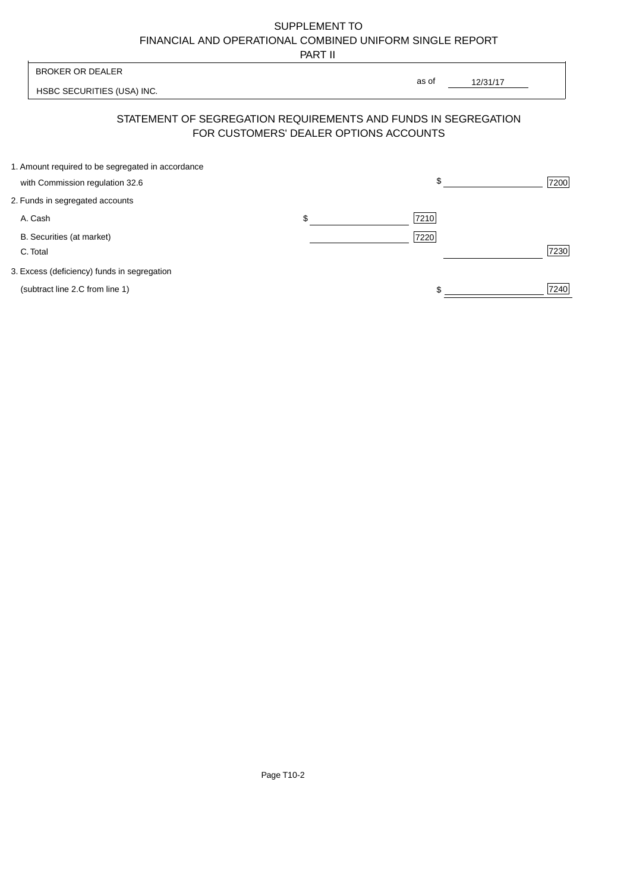SUPPLEMENT TO
FINANCIAL AND OPERATIONAL COMBINED UNIFORM SINGLE REPORT
PART II

BROKER OR DEALER

HSBC SECURITIES (USA) INC.

as of 12/31/17

## STATEMENT OF SEGREGATION REQUIREMENTS AND FUNDS IN SEGREGATION FOR CUSTOMERS' DEALER OPTIONS ACCOUNTS

| | | | | |
|---|---|---|---|---|
| 1. Amount required to be segregated in accordance with Commission regulation 32.6 | | | $ | 7200 |
| 2. Funds in segregated accounts | | | | |
| A. Cash | $ | 7210 | | |
| B. Securities (at market) | | 7220 | | |
| C. Total | | | | 7230 |
| 3. Excess (deficiency) funds in segregation (subtract line 2.C from line 1) | | | $ | 7240 |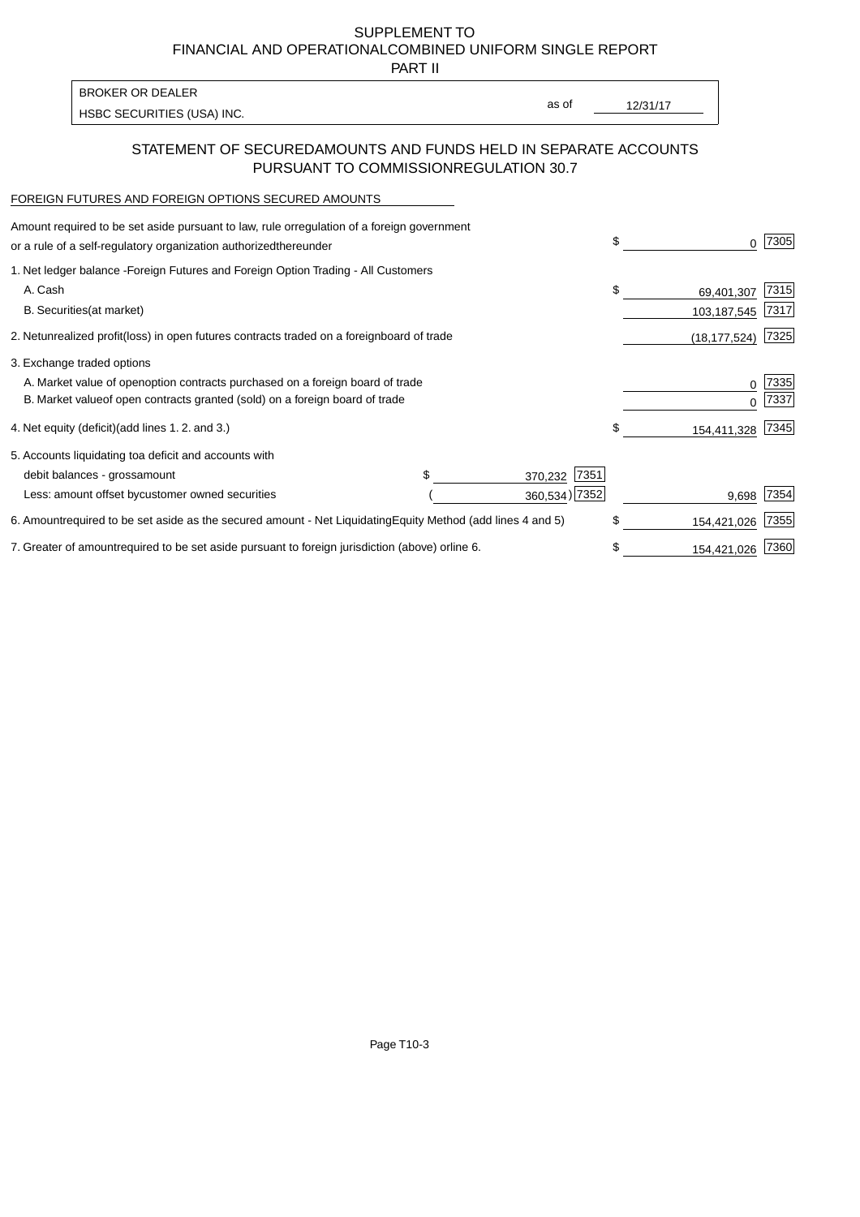SUPPLEMENT TO
FINANCIAL AND OPERATIONAL COMBINED UNIFORM SINGLE REPORT
PART II

| BROKER OR DEALER | | |
|---|---|---|
| HSBC SECURITIES (USA) INC. | as of | 12/31/17 |

## STATEMENT OF SECURED AMOUNTS AND FUNDS HELD IN SEPARATE ACCOUNTS PURSUANT TO COMMISSION REGULATION 30.7

FOREIGN FUTURES AND FOREIGN OPTIONS SECURED AMOUNTS

| | | | | |
|---|---|---|---|---|
| Amount required to be set aside pursuant to law, rule or regulation of a foreign government or a rule of a self-regulatory organization authorized thereunder | | | $ 0 | 7305 |
| 1. Net ledger balance - Foreign Futures and Foreign Option Trading - All Customers | | | | |
| A. Cash | | | $ 69,401,307 | 7315 |
| B. Securities (at market) | | | 103,187,545 | 7317 |
| 2. Net unrealized profit (loss) in open futures contracts traded on a foreign board of trade | | | (18,177,524) | 7325 |
| 3. Exchange traded options | | | | |
| A. Market value of open option contracts purchased on a foreign board of trade | | | 0 | 7335 |
| B. Market value of open contracts granted (sold) on a foreign board of trade | | | 0 | 7337 |
| 4. Net equity (deficit) (add lines 1. 2. and 3.) | | | $ 154,411,328 | 7345 |
| 5. Accounts liquidating to a deficit and accounts with | | | | |
| debit balances - gross amount | $ 370,232 | 7351 | | |
| Less: amount offset by customer owned securities | (360,534) | 7352 | 9,698 | 7354 |
| 6. Amount required to be set aside as the secured amount - Net Liquidating Equity Method (add lines 4 and 5) | | | $ 154,421,026 | 7355 |
| 7. Greater of amount required to be set aside pursuant to foreign jurisdiction (above) or line 6. | | | $ 154,421,026 | 7360 |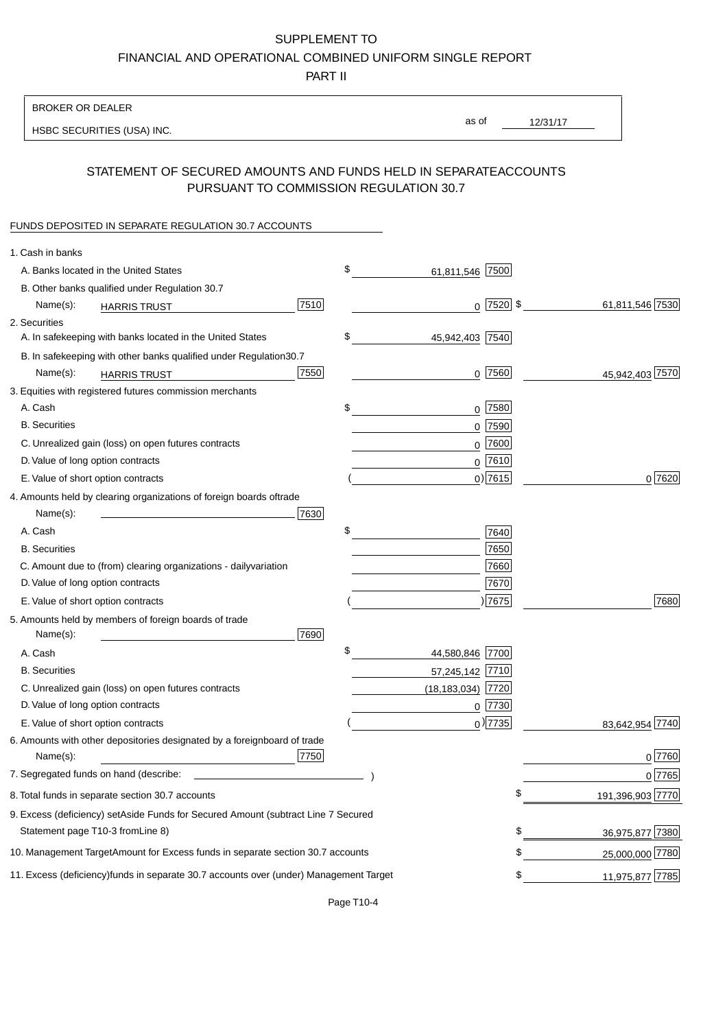SUPPLEMENT TO
FINANCIAL AND OPERATIONAL COMBINED UNIFORM SINGLE REPORT
PART II

BROKER OR DEALER
HSBC SECURITIES (USA) INC.

as of 12/31/17

## STATEMENT OF SECURED AMOUNTS AND FUNDS HELD IN SEPARATEACCOUNTS PURSUANT TO COMMISSION REGULATION 30.7

FUNDS DEPOSITED IN SEPARATE REGULATION 30.7 ACCOUNTS

| | | | |
|---|---|---|---|
| 1. Cash in banks | | | |
| A. Banks located in the United States | | $ 61,811,546 [7500] | |
| B. Other banks qualified under Regulation 30.7 | | | |
| Name(s): HARRIS TRUST | [7510] | 0 [7520] | $ 61,811,546 [7530] |
| 2. Securities | | | |
| A. In safekeeping with banks located in the United States | | $ 45,942,403 [7540] | |
| B. In safekeeping with other banks qualified under Regulation30.7 | | | |
| Name(s): HARRIS TRUST | [7550] | 0 [7560] | 45,942,403 [7570] |
| 3. Equities with registered futures commission merchants | | | |
| A. Cash | | $ 0 [7580] | |
| B. Securities | | 0 [7590] | |
| C. Unrealized gain (loss) on open futures contracts | | 0 [7600] | |
| D. Value of long option contracts | | 0 [7610] | |
| E. Value of short option contracts | | ( 0) [7615] | 0 [7620] |
| 4. Amounts held by clearing organizations of foreign boards oftrade | | | |
| Name(s): | [7630] | | |
| A. Cash | | $ [7640] | |
| B. Securities | | [7650] | |
| C. Amount due to (from) clearing organizations - dailyvariation | | [7660] | |
| D. Value of long option contracts | | [7670] | |
| E. Value of short option contracts | | ( ) [7675] | [7680] |
| 5. Amounts held by members of foreign boards of trade | | | |
| Name(s): | [7690] | | |
| A. Cash | | $ 44,580,846 [7700] | |
| B. Securities | | 57,245,142 [7710] | |
| C. Unrealized gain (loss) on open futures contracts | | (18,183,034) [7720] | |
| D. Value of long option contracts | | 0 [7730] | |
| E. Value of short option contracts | | ( 0) [7735] | 83,642,954 [7740] |
| 6. Amounts with other depositories designated by a foreignboard of trade | | | |
| Name(s): | [7750] | | 0 [7760] |
| 7. Segregated funds on hand (describe: ) | | | 0 [7765] |
| 8. Total funds in separate section 30.7 accounts | | | $ 191,396,903 [7770] |
| 9. Excess (deficiency) setAside Funds for Secured Amount (subtract Line 7 Secured Statement page T10-3 fromLine 8) | | | $ 36,975,877 [7380] |
| 10. Management TargetAmount for Excess funds in separate section 30.7 accounts | | | $ 25,000,000 [7780] |
| 11. Excess (deficiency)funds in separate 30.7 accounts over (under) Management Target | | | $ 11,975,877 [7785] |

Page T10-4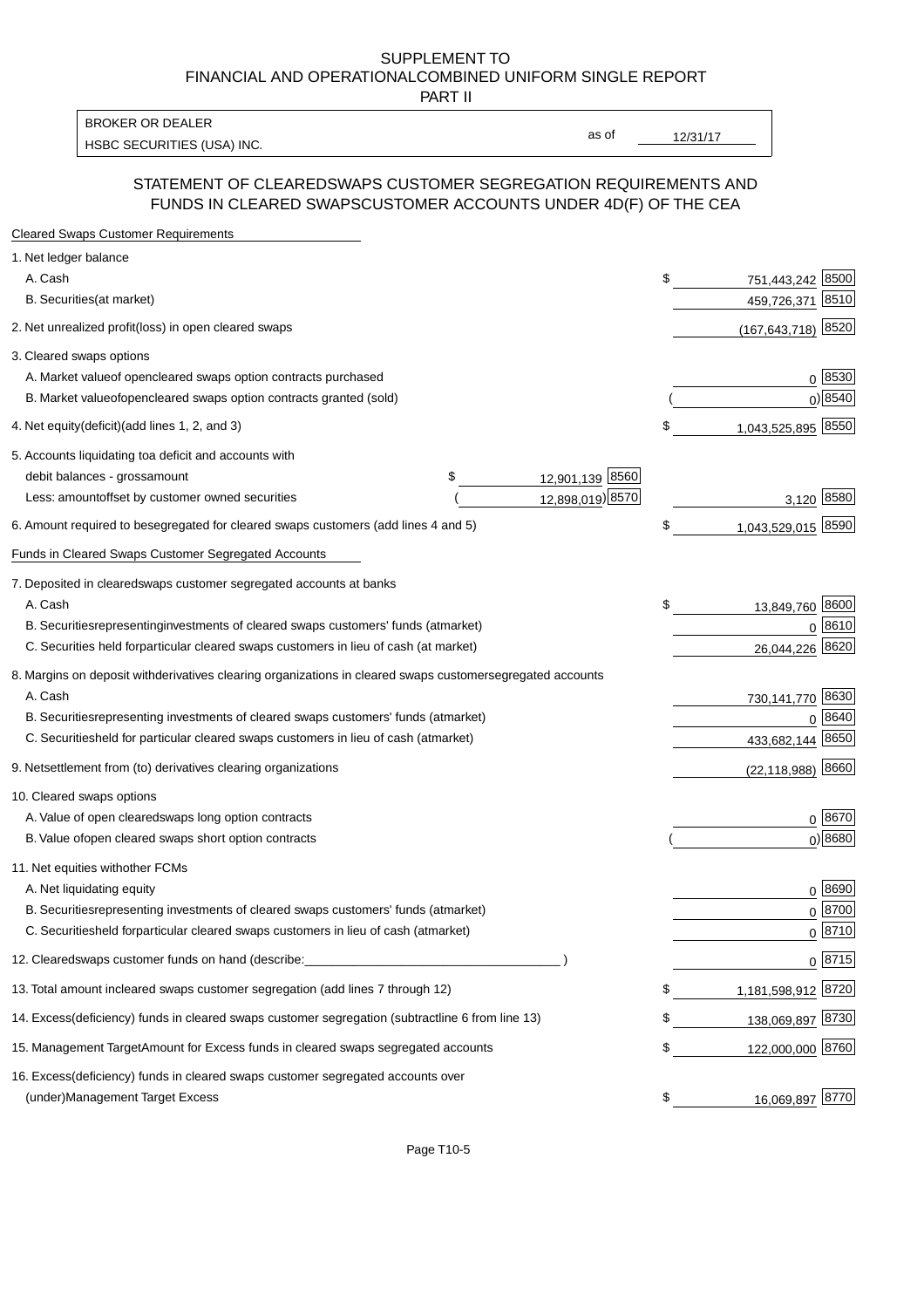SUPPLEMENT TO
FINANCIAL AND OPERATIONALCOMBINED UNIFORM SINGLE REPORT
PART II

| BROKER OR DEALER | | |
|---|---|---|
| HSBC SECURITIES (USA) INC. | as of | 12/31/17 |

## STATEMENT OF CLEAREDSWAPS CUSTOMER SEGREGATION REQUIREMENTS AND FUNDS IN CLEARED SWAPSCUSTOMER ACCOUNTS UNDER 4D(F) OF THE CEA

| Description | | | | Amount | Code |
|---|---|---|---|---|---|
| **Cleared Swaps Customer Requirements** | | | | | |
| 1. Net ledger balance | | | | | |
| A. Cash | | | $ | 751,443,242 | 8500 |
| B. Securities(at market) | | | | 459,726,371 | 8510 |
| 2. Net unrealized profit(loss) in open cleared swaps | | | | (167,643,718) | 8520 |
| 3. Cleared swaps options | | | | | |
| A. Market valueof opencleared swaps option contracts purchased | | | | 0 | 8530 |
| B. Market valueofopencleared swaps option contracts granted (sold) | | | | ( 0) | 8540 |
| 4. Net equity(deficit)(add lines 1, 2, and 3) | | | $ | 1,043,525,895 | 8550 |
| 5. Accounts liquidating toa deficit and accounts with | | | | | |
| debit balances - grossamount | $ 12,901,139 | 8560 | | | |
| Less: amountoffset by customer owned securities | ( 12,898,019) | 8570 | | 3,120 | 8580 |
| 6. Amount required to besegregated for cleared swaps customers (add lines 4 and 5) | | | $ | 1,043,529,015 | 8590 |
| **Funds in Cleared Swaps Customer Segregated Accounts** | | | | | |
| 7. Deposited in clearedswaps customer segregated accounts at banks | | | | | |
| A. Cash | | | $ | 13,849,760 | 8600 |
| B. Securitiesrepresentinginvestments of cleared swaps customers' funds (atmarket) | | | | 0 | 8610 |
| C. Securities held forparticular cleared swaps customers in lieu of cash (at market) | | | | 26,044,226 | 8620 |
| 8. Margins on deposit withderivatives clearing organizations in cleared swaps customersegregated accounts | | | | | |
| A. Cash | | | | 730,141,770 | 8630 |
| B. Securitiesrepresenting investments of cleared swaps customers' funds (atmarket) | | | | 0 | 8640 |
| C. Securitiesheld for particular cleared swaps customers in lieu of cash (atmarket) | | | | 433,682,144 | 8650 |
| 9. Netsettlement from (to) derivatives clearing organizations | | | | (22,118,988) | 8660 |
| 10. Cleared swaps options | | | | | |
| A. Value of open clearedswaps long option contracts | | | | 0 | 8670 |
| B. Value ofopen cleared swaps short option contracts | | | | ( 0) | 8680 |
| 11. Net equities withother FCMs | | | | | |
| A. Net liquidating equity | | | | 0 | 8690 |
| B. Securitiesrepresenting investments of cleared swaps customers' funds (atmarket) | | | | 0 | 8700 |
| C. Securitiesheld forparticular cleared swaps customers in lieu of cash (atmarket) | | | | 0 | 8710 |
| 12. Clearedswaps customer funds on hand (describe:___________________________________ ) | | | | 0 | 8715 |
| 13. Total amount incleared swaps customer segregation (add lines 7 through 12) | | | $ | 1,181,598,912 | 8720 |
| 14. Excess(deficiency) funds in cleared swaps customer segregation (subtractline 6 from line 13) | | | $ | 138,069,897 | 8730 |
| 15. Management TargetAmount for Excess funds in cleared swaps segregated accounts | | | $ | 122,000,000 | 8760 |
| 16. Excess(deficiency) funds in cleared swaps customer segregated accounts over (under)Management Target Excess | | | $ | 16,069,897 | 8770 |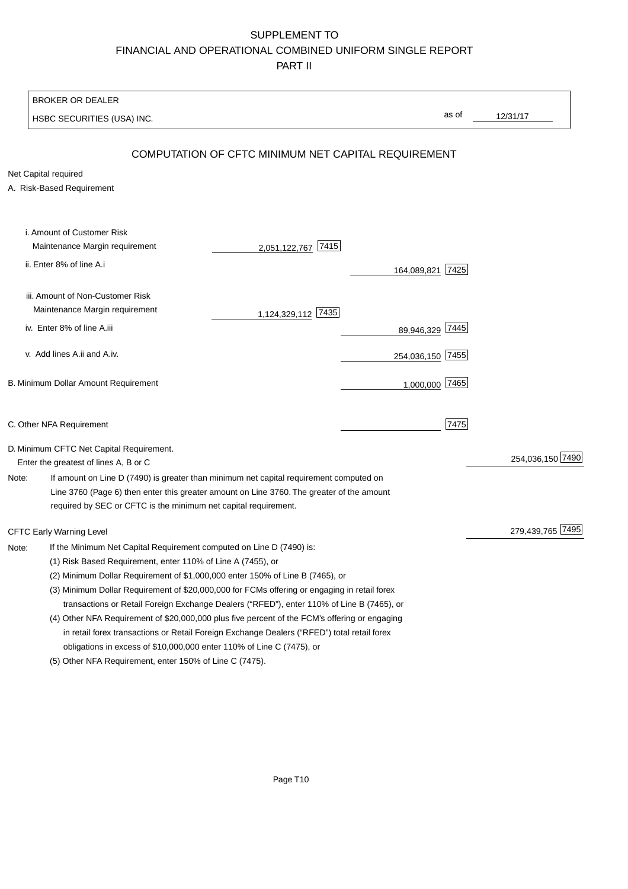# SUPPLEMENT TO FINANCIAL AND OPERATIONAL COMBINED UNIFORM SINGLE REPORT PART II

BROKER OR DEALER

HSBC SECURITIES (USA) INC. as of 12/31/17

## COMPUTATION OF CFTC MINIMUM NET CAPITAL REQUIREMENT

Net Capital required

A. Risk-Based Requirement

| | | | |
|---|---|---|---|
| i. Amount of Customer Risk Maintenance Margin requirement | 2,051,122,767 [7415] | | |
| ii. Enter 8% of line A.i | | 164,089,821 [7425] | |
| iii. Amount of Non-Customer Risk Maintenance Margin requirement | 1,124,329,112 [7435] | | |
| iv. Enter 8% of line A.iii | | 89,946,329 [7445] | |
| v. Add lines A.ii and A.iv. | | 254,036,150 [7455] | |
| B. Minimum Dollar Amount Requirement | | 1,000,000 [7465] | |
| C. Other NFA Requirement | | [7475] | |
| D. Minimum CFTC Net Capital Requirement. Enter the greatest of lines A, B or C | | | 254,036,150 [7490] |

Note: If amount on Line D (7490) is greater than minimum net capital requirement computed on Line 3760 (Page 6) then enter this greater amount on Line 3760. The greater of the amount required by SEC or CFTC is the minimum net capital requirement.

CFTC Early Warning Level 279,439,765 [7495]

Note: If the Minimum Net Capital Requirement computed on Line D (7490) is:

(1) Risk Based Requirement, enter 110% of Line A (7455), or

(2) Minimum Dollar Requirement of $1,000,000 enter 150% of Line B (7465), or

(3) Minimum Dollar Requirement of $20,000,000 for FCMs offering or engaging in retail forex transactions or Retail Foreign Exchange Dealers ("RFED"), enter 110% of Line B (7465), or

(4) Other NFA Requirement of $20,000,000 plus five percent of the FCM's offering or engaging in retail forex transactions or Retail Foreign Exchange Dealers ("RFED") total retail forex obligations in excess of $10,000,000 enter 110% of Line C (7475), or

(5) Other NFA Requirement, enter 150% of Line C (7475).